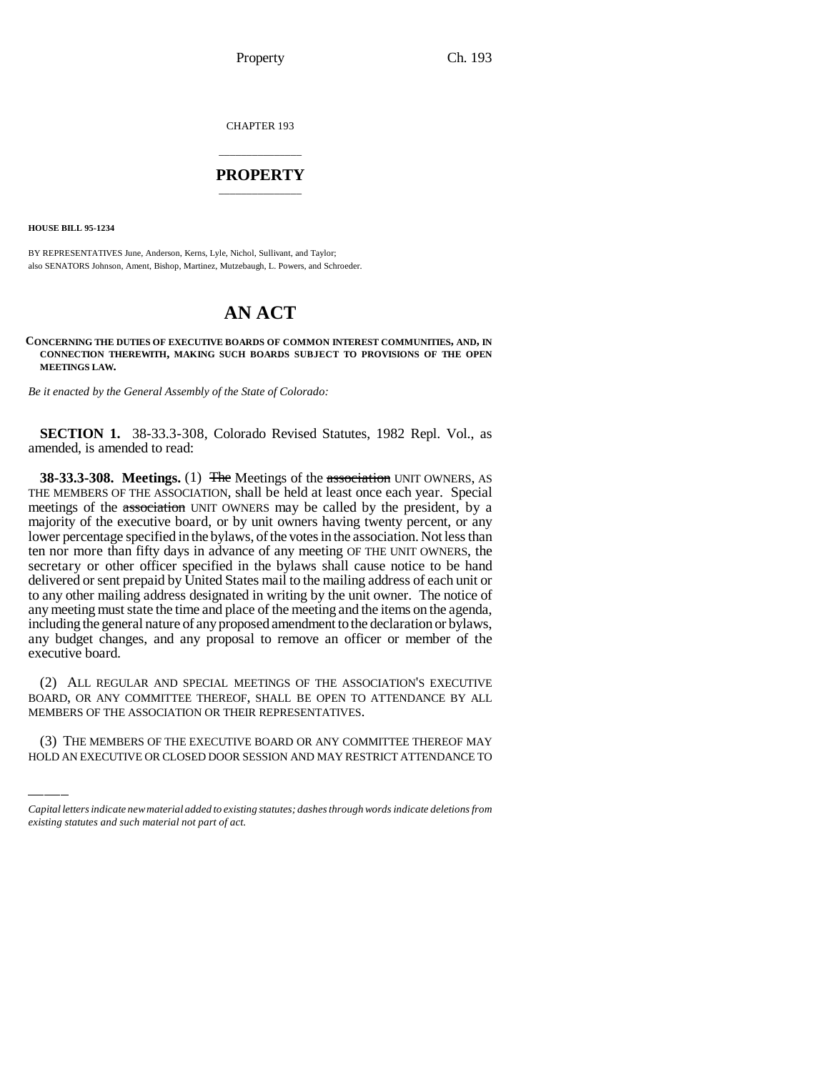CHAPTER 193

# PROPERTY

**HOUSE BILL 95-1234**

BY REPRESENTATIVES June, Anderson, Kerns, Lyle, Nichol, Sullivant, and Taylor;
also SENATORS Johnson, Ament, Bishop, Martinez, Mutzebaugh, L. Powers, and Schroeder.

# AN ACT

**CONCERNING THE DUTIES OF EXECUTIVE BOARDS OF COMMON INTEREST COMMUNITIES, AND, IN CONNECTION THEREWITH, MAKING SUCH BOARDS SUBJECT TO PROVISIONS OF THE OPEN MEETINGS LAW.**

*Be it enacted by the General Assembly of the State of Colorado:*

**SECTION 1.** 38-33.3-308, Colorado Revised Statutes, 1982 Repl. Vol., as amended, is amended to read:

**38-33.3-308. Meetings.** (1) ~~The~~ Meetings of the ~~association~~ UNIT OWNERS, AS THE MEMBERS OF THE ASSOCIATION, shall be held at least once each year. Special meetings of the ~~association~~ UNIT OWNERS may be called by the president, by a majority of the executive board, or by unit owners having twenty percent, or any lower percentage specified in the bylaws, of the votes in the association. Not less than ten nor more than fifty days in advance of any meeting OF THE UNIT OWNERS, the secretary or other officer specified in the bylaws shall cause notice to be hand delivered or sent prepaid by United States mail to the mailing address of each unit or to any other mailing address designated in writing by the unit owner. The notice of any meeting must state the time and place of the meeting and the items on the agenda, including the general nature of any proposed amendment to the declaration or bylaws, any budget changes, and any proposal to remove an officer or member of the executive board.

(2) ALL REGULAR AND SPECIAL MEETINGS OF THE ASSOCIATION'S EXECUTIVE BOARD, OR ANY COMMITTEE THEREOF, SHALL BE OPEN TO ATTENDANCE BY ALL MEMBERS OF THE ASSOCIATION OR THEIR REPRESENTATIVES.

(3) THE MEMBERS OF THE EXECUTIVE BOARD OR ANY COMMITTEE THEREOF MAY HOLD AN EXECUTIVE OR CLOSED DOOR SESSION AND MAY RESTRICT ATTENDANCE TO

*Capital letters indicate new material added to existing statutes; dashes through words indicate deletions from existing statutes and such material not part of act.*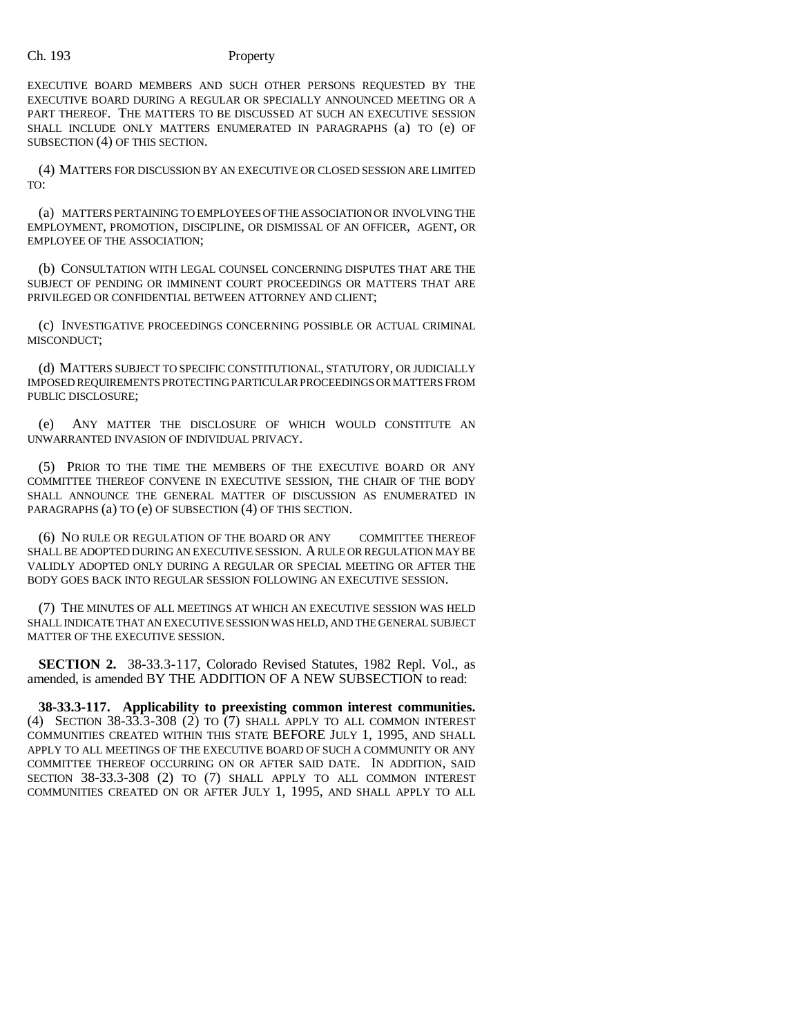EXECUTIVE BOARD MEMBERS AND SUCH OTHER PERSONS REQUESTED BY THE EXECUTIVE BOARD DURING A REGULAR OR SPECIALLY ANNOUNCED MEETING OR A PART THEREOF. THE MATTERS TO BE DISCUSSED AT SUCH AN EXECUTIVE SESSION SHALL INCLUDE ONLY MATTERS ENUMERATED IN PARAGRAPHS (a) TO (e) OF SUBSECTION (4) OF THIS SECTION.

(4) MATTERS FOR DISCUSSION BY AN EXECUTIVE OR CLOSED SESSION ARE LIMITED TO:

(a) MATTERS PERTAINING TO EMPLOYEES OF THE ASSOCIATION OR INVOLVING THE EMPLOYMENT, PROMOTION, DISCIPLINE, OR DISMISSAL OF AN OFFICER, AGENT, OR EMPLOYEE OF THE ASSOCIATION;

(b) CONSULTATION WITH LEGAL COUNSEL CONCERNING DISPUTES THAT ARE THE SUBJECT OF PENDING OR IMMINENT COURT PROCEEDINGS OR MATTERS THAT ARE PRIVILEGED OR CONFIDENTIAL BETWEEN ATTORNEY AND CLIENT;

(c) INVESTIGATIVE PROCEEDINGS CONCERNING POSSIBLE OR ACTUAL CRIMINAL MISCONDUCT;

(d) MATTERS SUBJECT TO SPECIFIC CONSTITUTIONAL, STATUTORY, OR JUDICIALLY IMPOSED REQUIREMENTS PROTECTING PARTICULAR PROCEEDINGS OR MATTERS FROM PUBLIC DISCLOSURE;

(e) ANY MATTER THE DISCLOSURE OF WHICH WOULD CONSTITUTE AN UNWARRANTED INVASION OF INDIVIDUAL PRIVACY.

(5) PRIOR TO THE TIME THE MEMBERS OF THE EXECUTIVE BOARD OR ANY COMMITTEE THEREOF CONVENE IN EXECUTIVE SESSION, THE CHAIR OF THE BODY SHALL ANNOUNCE THE GENERAL MATTER OF DISCUSSION AS ENUMERATED IN PARAGRAPHS (a) TO (e) OF SUBSECTION (4) OF THIS SECTION.

(6) NO RULE OR REGULATION OF THE BOARD OR ANY COMMITTEE THEREOF SHALL BE ADOPTED DURING AN EXECUTIVE SESSION. A RULE OR REGULATION MAY BE VALIDLY ADOPTED ONLY DURING A REGULAR OR SPECIAL MEETING OR AFTER THE BODY GOES BACK INTO REGULAR SESSION FOLLOWING AN EXECUTIVE SESSION.

(7) THE MINUTES OF ALL MEETINGS AT WHICH AN EXECUTIVE SESSION WAS HELD SHALL INDICATE THAT AN EXECUTIVE SESSION WAS HELD, AND THE GENERAL SUBJECT MATTER OF THE EXECUTIVE SESSION.

**SECTION 2.** 38-33.3-117, Colorado Revised Statutes, 1982 Repl. Vol., as amended, is amended BY THE ADDITION OF A NEW SUBSECTION to read:

**38-33.3-117. Applicability to preexisting common interest communities.** (4) SECTION 38-33.3-308 (2) TO (7) SHALL APPLY TO ALL COMMON INTEREST COMMUNITIES CREATED WITHIN THIS STATE BEFORE JULY 1, 1995, AND SHALL APPLY TO ALL MEETINGS OF THE EXECUTIVE BOARD OF SUCH A COMMUNITY OR ANY COMMITTEE THEREOF OCCURRING ON OR AFTER SAID DATE. IN ADDITION, SAID SECTION 38-33.3-308 (2) TO (7) SHALL APPLY TO ALL COMMON INTEREST COMMUNITIES CREATED ON OR AFTER JULY 1, 1995, AND SHALL APPLY TO ALL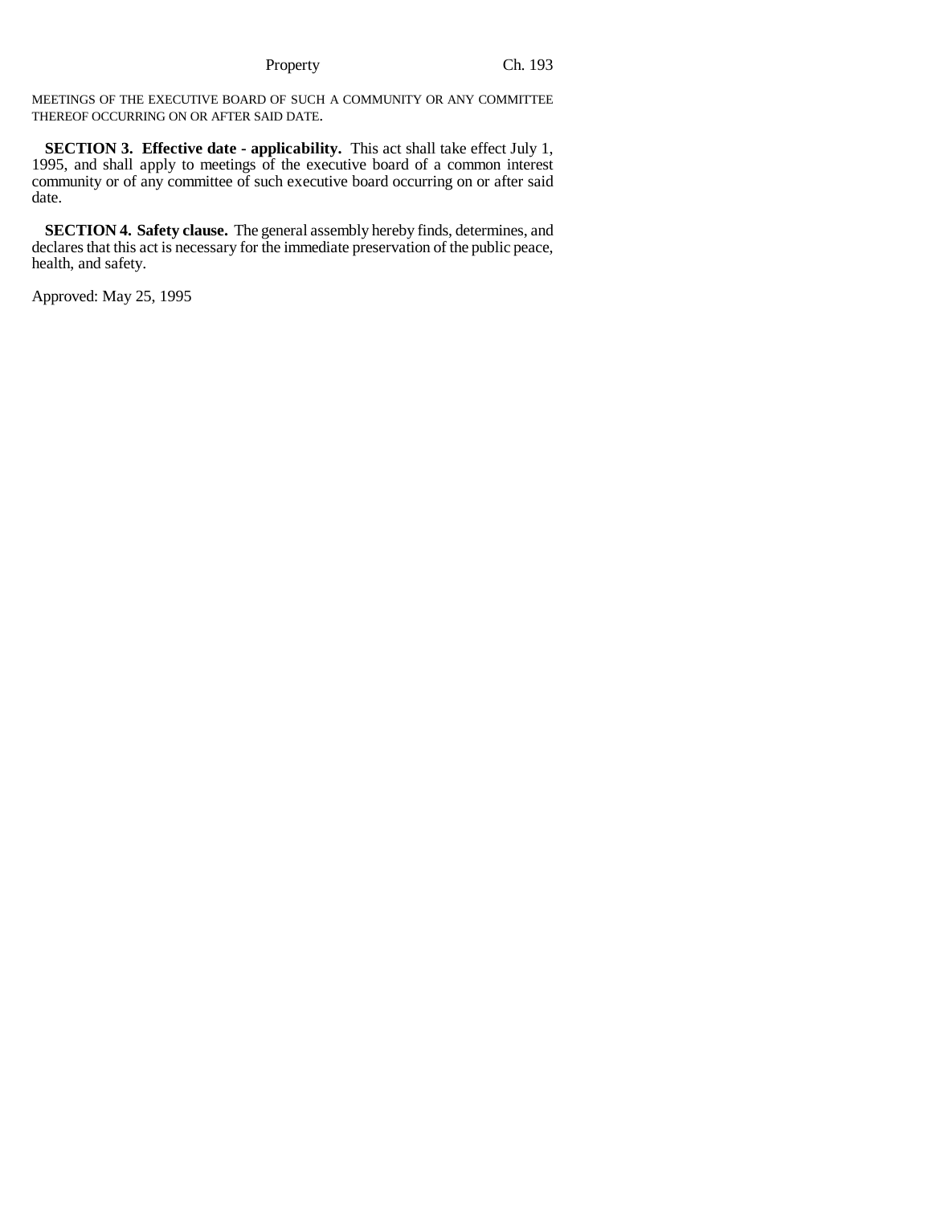MEETINGS OF THE EXECUTIVE BOARD OF SUCH A COMMUNITY OR ANY COMMITTEE THEREOF OCCURRING ON OR AFTER SAID DATE.

**SECTION 3. Effective date - applicability.** This act shall take effect July 1, 1995, and shall apply to meetings of the executive board of a common interest community or of any committee of such executive board occurring on or after said date.

**SECTION 4. Safety clause.** The general assembly hereby finds, determines, and declares that this act is necessary for the immediate preservation of the public peace, health, and safety.

Approved: May 25, 1995